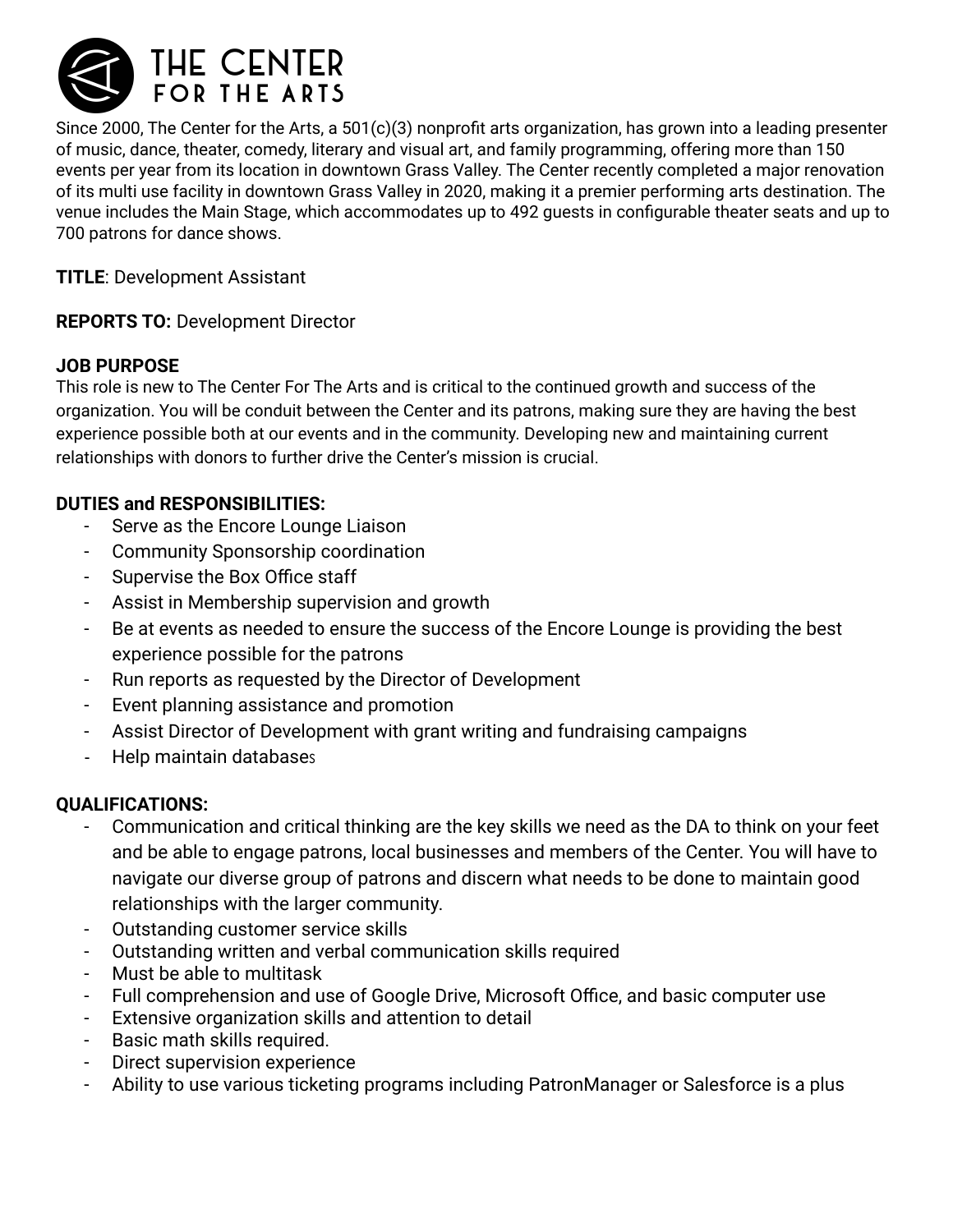# THE CENTER FOR THE ARTS

Since 2000, The Center for the Arts, a 501(c)(3) nonprofit arts organization, has grown into a leading presenter of music, dance, theater, comedy, literary and visual art, and family programming, offering more than 150 events per year from its location in downtown Grass Valley. The Center recently completed a major renovation of its multi use facility in downtown Grass Valley in 2020, making it a premier performing arts destination. The venue includes the Main Stage, which accommodates up to 492 guests in configurable theater seats and up to 700 patrons for dance shows.

**TITLE**: Development Assistant

**REPORTS TO:** Development Director

**JOB PURPOSE**

This role is new to The Center For The Arts and is critical to the continued growth and success of the organization. You will be conduit between the Center and its patrons, making sure they are having the best experience possible both at our events and in the community. Developing new and maintaining current relationships with donors to further drive the Center's mission is crucial.

**DUTIES and RESPONSIBILITIES:**

- Serve as the Encore Lounge Liaison
- Community Sponsorship coordination
- Supervise the Box Office staff
- Assist in Membership supervision and growth
- Be at events as needed to ensure the success of the Encore Lounge is providing the best experience possible for the patrons
- Run reports as requested by the Director of Development
- Event planning assistance and promotion
- Assist Director of Development with grant writing and fundraising campaigns
- Help maintain databases

**QUALIFICATIONS:**

- Communication and critical thinking are the key skills we need as the DA to think on your feet and be able to engage patrons, local businesses and members of the Center. You will have to navigate our diverse group of patrons and discern what needs to be done to maintain good relationships with the larger community.
- Outstanding customer service skills
- Outstanding written and verbal communication skills required
- Must be able to multitask
- Full comprehension and use of Google Drive, Microsoft Office, and basic computer use
- Extensive organization skills and attention to detail
- Basic math skills required.
- Direct supervision experience
- Ability to use various ticketing programs including PatronManager or Salesforce is a plus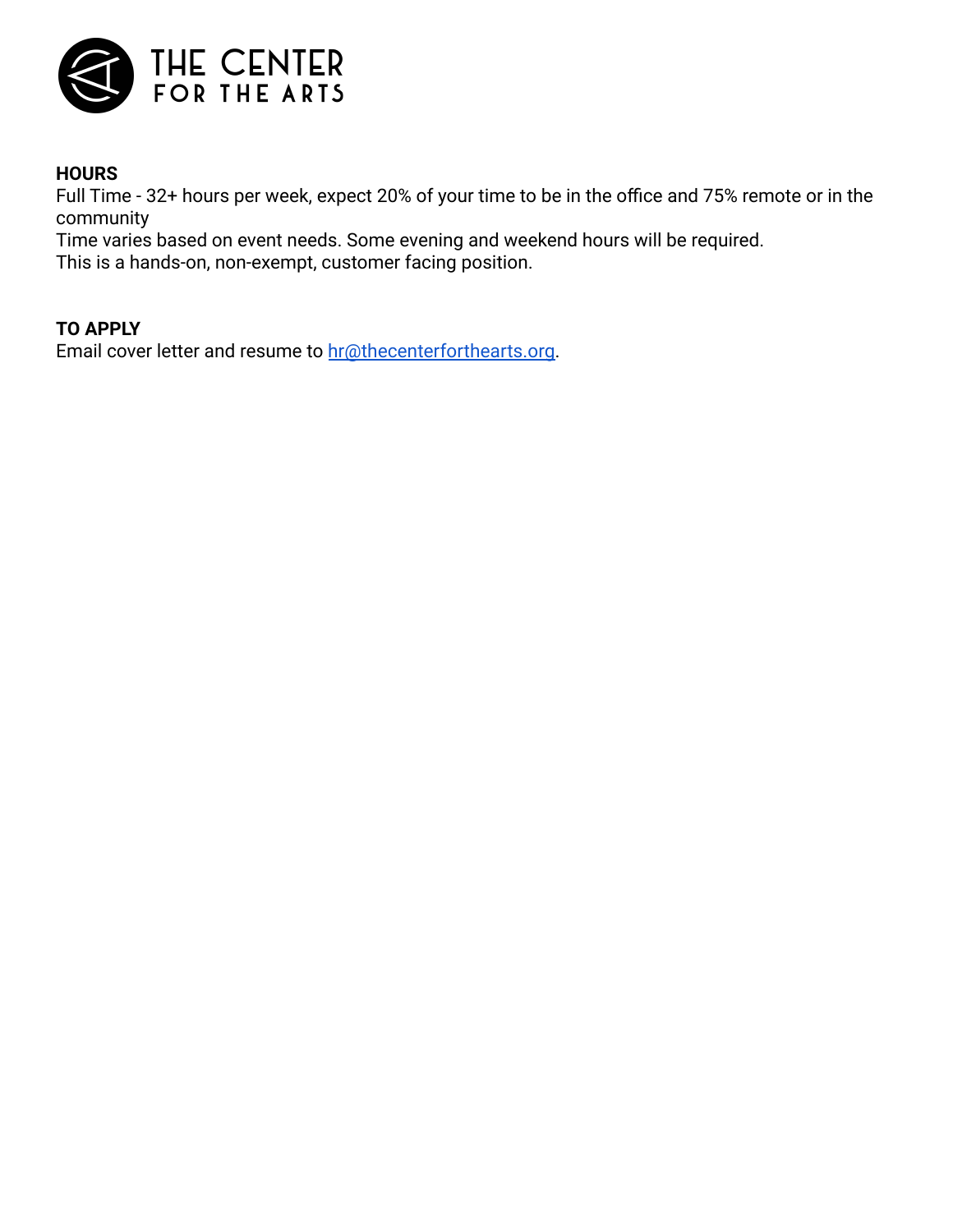**HOURS**
Full Time - 32+ hours per week, expect 20% of your time to be in the office and 75% remote or in the community
Time varies based on event needs. Some evening and weekend hours will be required.
This is a hands-on, non-exempt, customer facing position.

**TO APPLY**
Email cover letter and resume to hr@thecenterforthearts.org.